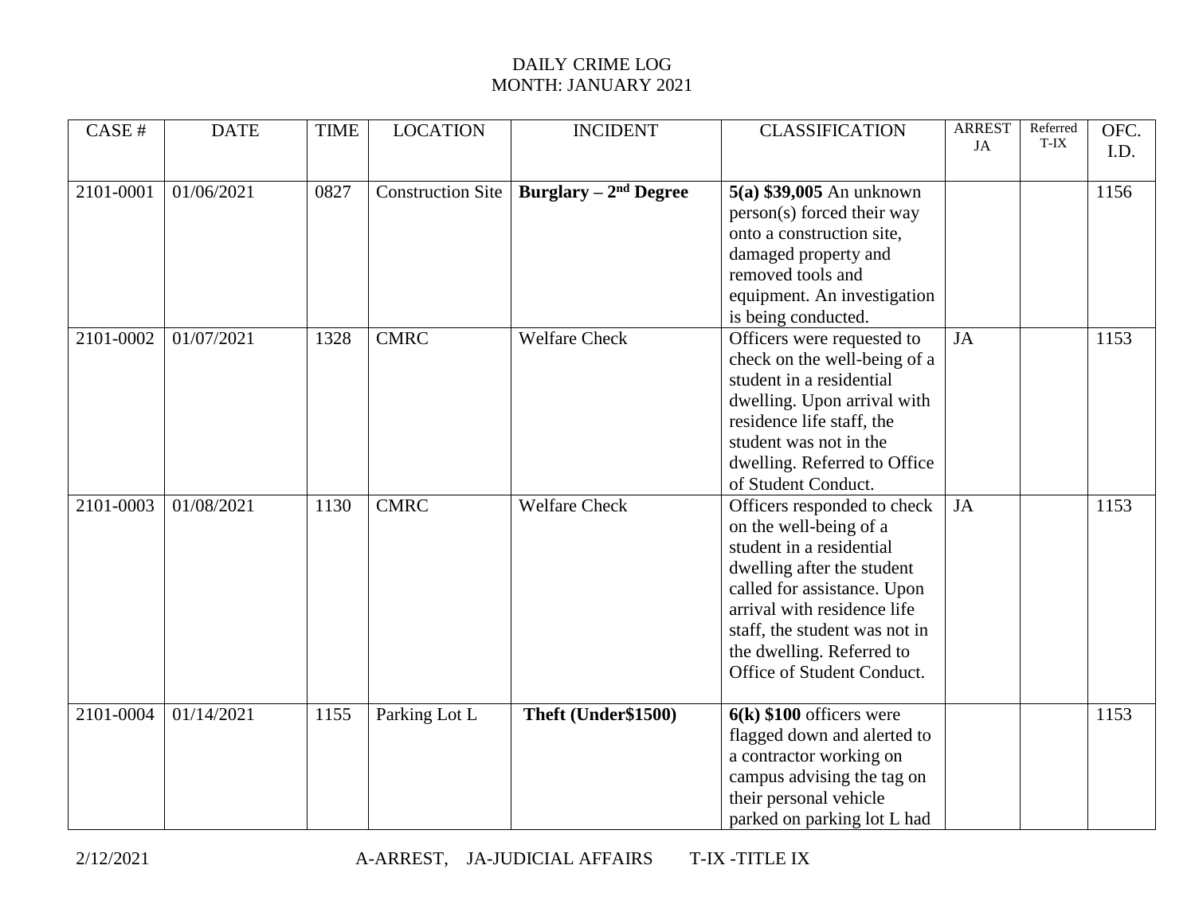# DAILY CRIME LOG

## MONTH: JANUARY 2021

| CASE # | DATE | TIME | LOCATION | INCIDENT | CLASSIFICATION | ARREST JA | Referred T-IX | OFC. I.D. |
|---|---|---|---|---|---|---|---|---|
| 2101-0001 | 01/06/2021 | 0827 | Construction Site | **Burglary – 2nd Degree** | **5(a) $39,005** An unknown person(s) forced their way onto a construction site, damaged property and removed tools and equipment. An investigation is being conducted. | | | 1156 |
| 2101-0002 | 01/07/2021 | 1328 | CMRC | Welfare Check | Officers were requested to check on the well-being of a student in a residential dwelling. Upon arrival with residence life staff, the student was not in the dwelling. Referred to Office of Student Conduct. | JA | | 1153 |
| 2101-0003 | 01/08/2021 | 1130 | CMRC | Welfare Check | Officers responded to check on the well-being of a student in a residential dwelling after the student called for assistance. Upon arrival with residence life staff, the student was not in the dwelling. Referred to Office of Student Conduct. | JA | | 1153 |
| 2101-0004 | 01/14/2021 | 1155 | Parking Lot L | **Theft (Under$1500)** | **6(k) $100** officers were flagged down and alerted to a contractor working on campus advising the tag on their personal vehicle parked on parking lot L had | | | 1153 |

2/12/2021 A-ARREST, JA-JUDICIAL AFFAIRS T-IX -TITLE IX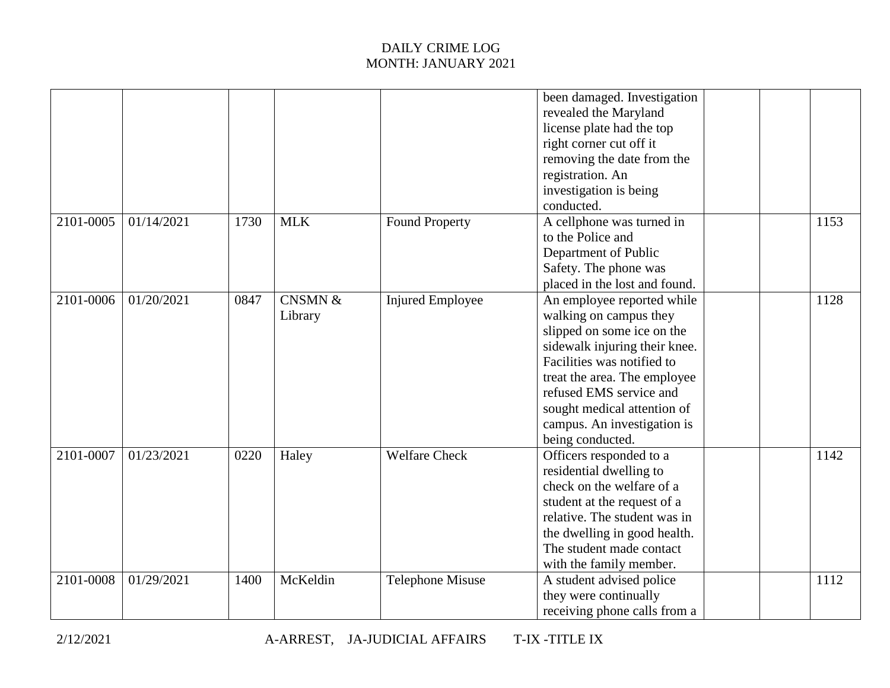DAILY CRIME LOG
MONTH: JANUARY 2021

| | | | | | | | | |
|---|---|---|---|---|---|---|---|---|
| | | | | | been damaged. Investigation revealed the Maryland license plate had the top right corner cut off it removing the date from the registration. An investigation is being conducted. | | | |
| 2101-0005 | 01/14/2021 | 1730 | MLK | Found Property | A cellphone was turned in to the Police and Department of Public Safety. The phone was placed in the lost and found. | | | 1153 |
| 2101-0006 | 01/20/2021 | 0847 | CNSMN & Library | Injured Employee | An employee reported while walking on campus they slipped on some ice on the sidewalk injuring their knee. Facilities was notified to treat the area. The employee refused EMS service and sought medical attention of campus. An investigation is being conducted. | | | 1128 |
| 2101-0007 | 01/23/2021 | 0220 | Haley | Welfare Check | Officers responded to a residential dwelling to check on the welfare of a student at the request of a relative. The student was in the dwelling in good health. The student made contact with the family member. | | | 1142 |
| 2101-0008 | 01/29/2021 | 1400 | McKeldin | Telephone Misuse | A student advised police they were continually receiving phone calls from a | | | 1112 |

2/12/2021 A-ARREST, JA-JUDICIAL AFFAIRS T-IX -TITLE IX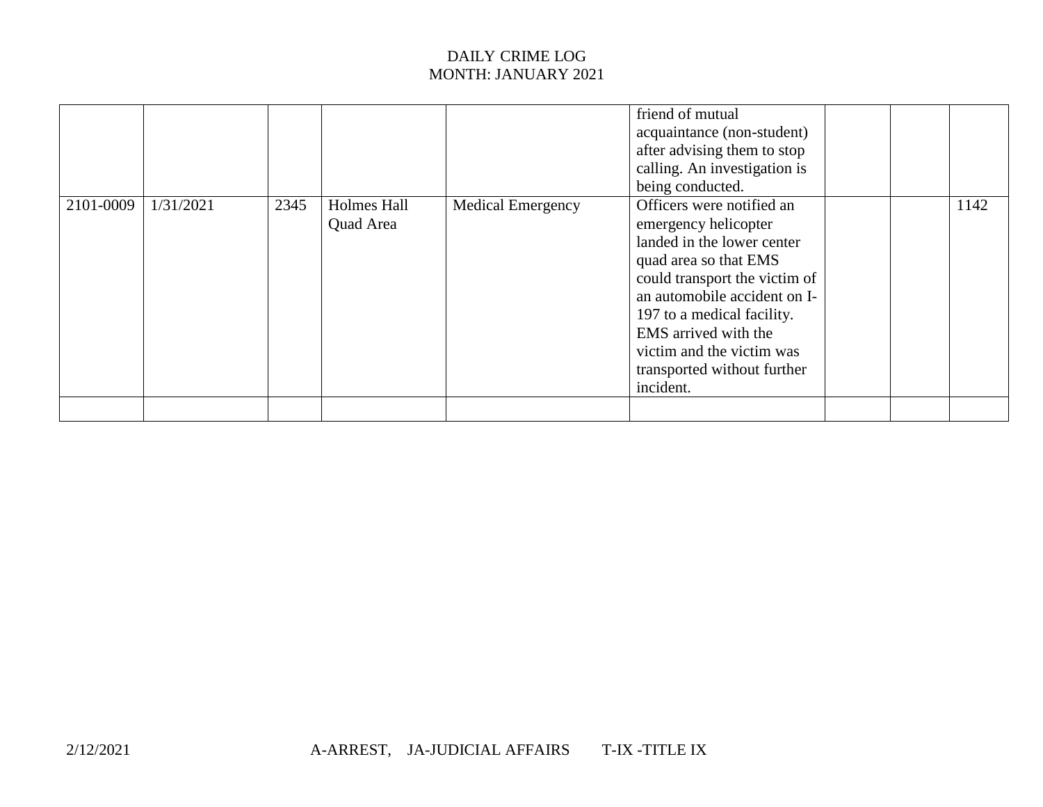DAILY CRIME LOG
MONTH: JANUARY 2021

| | | | | | | | | |
|---|---|---|---|---|---|---|---|---|
| | | | | | friend of mutual acquaintance (non-student) after advising them to stop calling. An investigation is being conducted. | | | |
| 2101-0009 | 1/31/2021 | 2345 | Holmes Hall Quad Area | Medical Emergency | Officers were notified an emergency helicopter landed in the lower center quad area so that EMS could transport the victim of an automobile accident on I-197 to a medical facility. EMS arrived with the victim and the victim was transported without further incident. | | | 1142 |
| | | | | | | | | |

2/12/2021 A-ARREST, JA-JUDICIAL AFFAIRS T-IX -TITLE IX